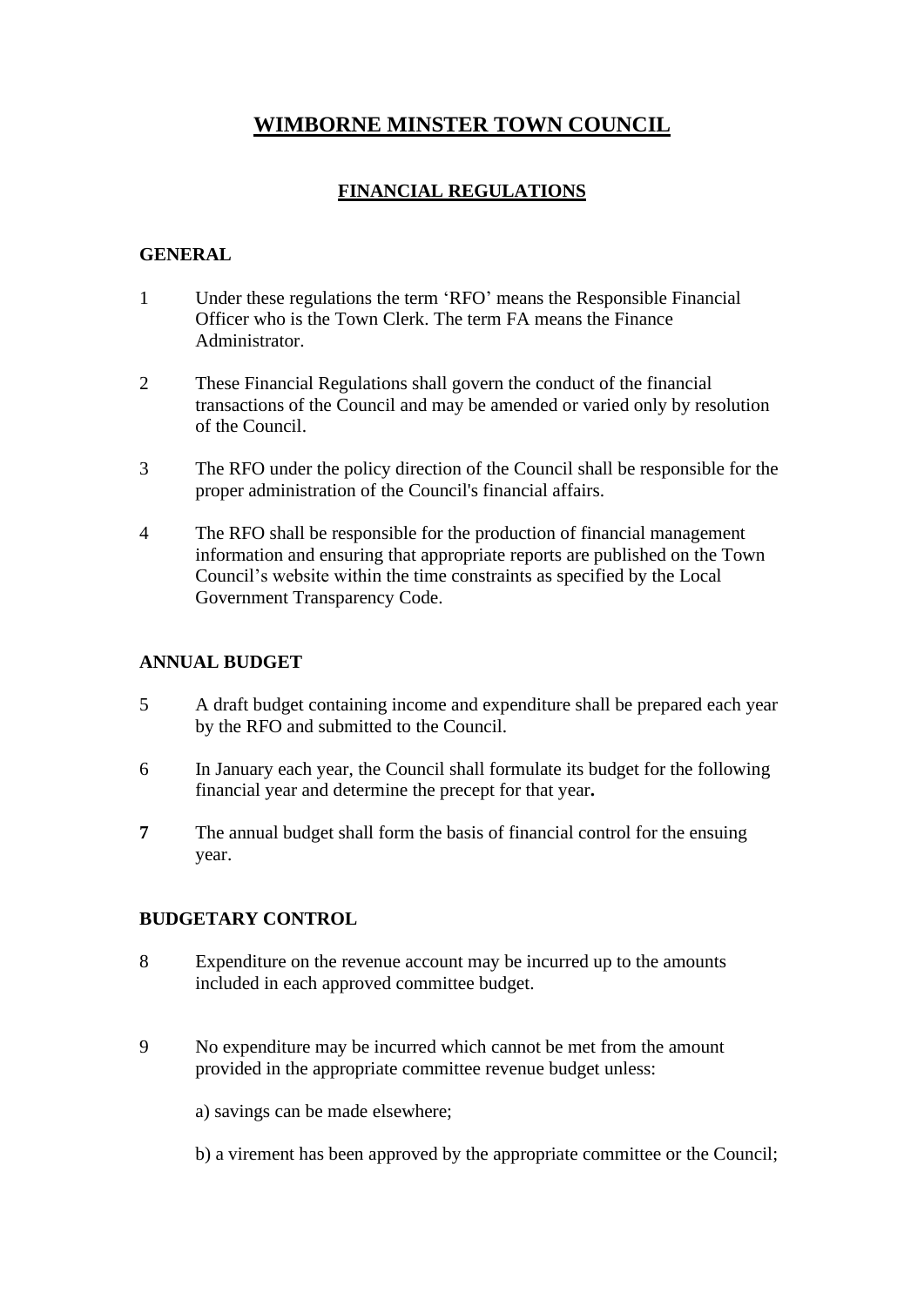# WIMBORNE MINSTER TOWN COUNCIL

## FINANCIAL REGULATIONS

### GENERAL

1 Under these regulations the term ‘RFO’ means the Responsible Financial Officer who is the Town Clerk. The term FA means the Finance Administrator.

2 These Financial Regulations shall govern the conduct of the financial transactions of the Council and may be amended or varied only by resolution of the Council.

3 The RFO under the policy direction of the Council shall be responsible for the proper administration of the Council's financial affairs.

4 The RFO shall be responsible for the production of financial management information and ensuring that appropriate reports are published on the Town Council’s website within the time constraints as specified by the Local Government Transparency Code.

### ANNUAL BUDGET

5 A draft budget containing income and expenditure shall be prepared each year by the RFO and submitted to the Council.

6 In January each year, the Council shall formulate its budget for the following financial year and determine the precept for that year**.**

**7** The annual budget shall form the basis of financial control for the ensuing year.

### BUDGETARY CONTROL

8 Expenditure on the revenue account may be incurred up to the amounts included in each approved committee budget.

9 No expenditure may be incurred which cannot be met from the amount provided in the appropriate committee revenue budget unless:

a) savings can be made elsewhere;

b) a virement has been approved by the appropriate committee or the Council;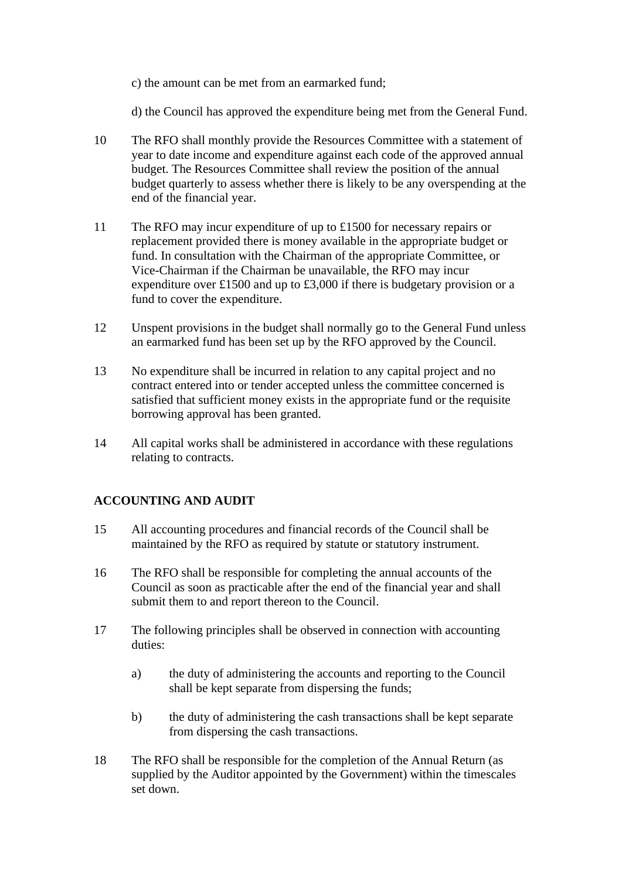c) the amount can be met from an earmarked fund;

d) the Council has approved the expenditure being met from the General Fund.

10 The RFO shall monthly provide the Resources Committee with a statement of year to date income and expenditure against each code of the approved annual budget. The Resources Committee shall review the position of the annual budget quarterly to assess whether there is likely to be any overspending at the end of the financial year.

11 The RFO may incur expenditure of up to £1500 for necessary repairs or replacement provided there is money available in the appropriate budget or fund. In consultation with the Chairman of the appropriate Committee, or Vice-Chairman if the Chairman be unavailable, the RFO may incur expenditure over £1500 and up to £3,000 if there is budgetary provision or a fund to cover the expenditure.

12 Unspent provisions in the budget shall normally go to the General Fund unless an earmarked fund has been set up by the RFO approved by the Council.

13 No expenditure shall be incurred in relation to any capital project and no contract entered into or tender accepted unless the committee concerned is satisfied that sufficient money exists in the appropriate fund or the requisite borrowing approval has been granted.

14 All capital works shall be administered in accordance with these regulations relating to contracts.

**ACCOUNTING AND AUDIT**

15 All accounting procedures and financial records of the Council shall be maintained by the RFO as required by statute or statutory instrument.

16 The RFO shall be responsible for completing the annual accounts of the Council as soon as practicable after the end of the financial year and shall submit them to and report thereon to the Council.

17 The following principles shall be observed in connection with accounting duties:

a) the duty of administering the accounts and reporting to the Council shall be kept separate from dispersing the funds;

b) the duty of administering the cash transactions shall be kept separate from dispersing the cash transactions.

18 The RFO shall be responsible for the completion of the Annual Return (as supplied by the Auditor appointed by the Government) within the timescales set down.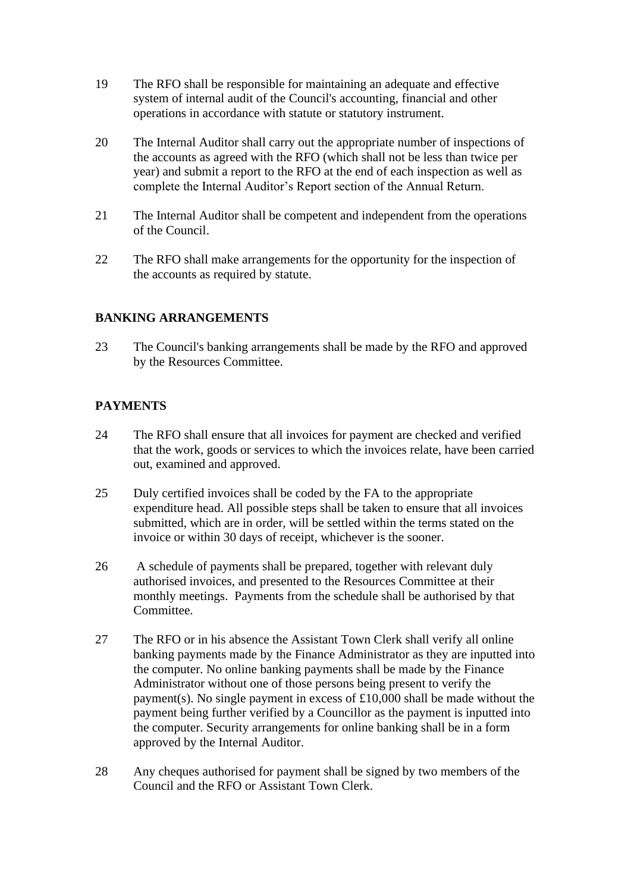19 The RFO shall be responsible for maintaining an adequate and effective system of internal audit of the Council's accounting, financial and other operations in accordance with statute or statutory instrument.

20 The Internal Auditor shall carry out the appropriate number of inspections of the accounts as agreed with the RFO (which shall not be less than twice per year) and submit a report to the RFO at the end of each inspection as well as complete the Internal Auditor's Report section of the Annual Return.

21 The Internal Auditor shall be competent and independent from the operations of the Council.

22 The RFO shall make arrangements for the opportunity for the inspection of the accounts as required by statute.

**BANKING ARRANGEMENTS**

23 The Council's banking arrangements shall be made by the RFO and approved by the Resources Committee.

**PAYMENTS**

24 The RFO shall ensure that all invoices for payment are checked and verified that the work, goods or services to which the invoices relate, have been carried out, examined and approved.

25 Duly certified invoices shall be coded by the FA to the appropriate expenditure head. All possible steps shall be taken to ensure that all invoices submitted, which are in order, will be settled within the terms stated on the invoice or within 30 days of receipt, whichever is the sooner.

26 A schedule of payments shall be prepared, together with relevant duly authorised invoices, and presented to the Resources Committee at their monthly meetings. Payments from the schedule shall be authorised by that Committee.

27 The RFO or in his absence the Assistant Town Clerk shall verify all online banking payments made by the Finance Administrator as they are inputted into the computer. No online banking payments shall be made by the Finance Administrator without one of those persons being present to verify the payment(s). No single payment in excess of £10,000 shall be made without the payment being further verified by a Councillor as the payment is inputted into the computer. Security arrangements for online banking shall be in a form approved by the Internal Auditor.

28 Any cheques authorised for payment shall be signed by two members of the Council and the RFO or Assistant Town Clerk.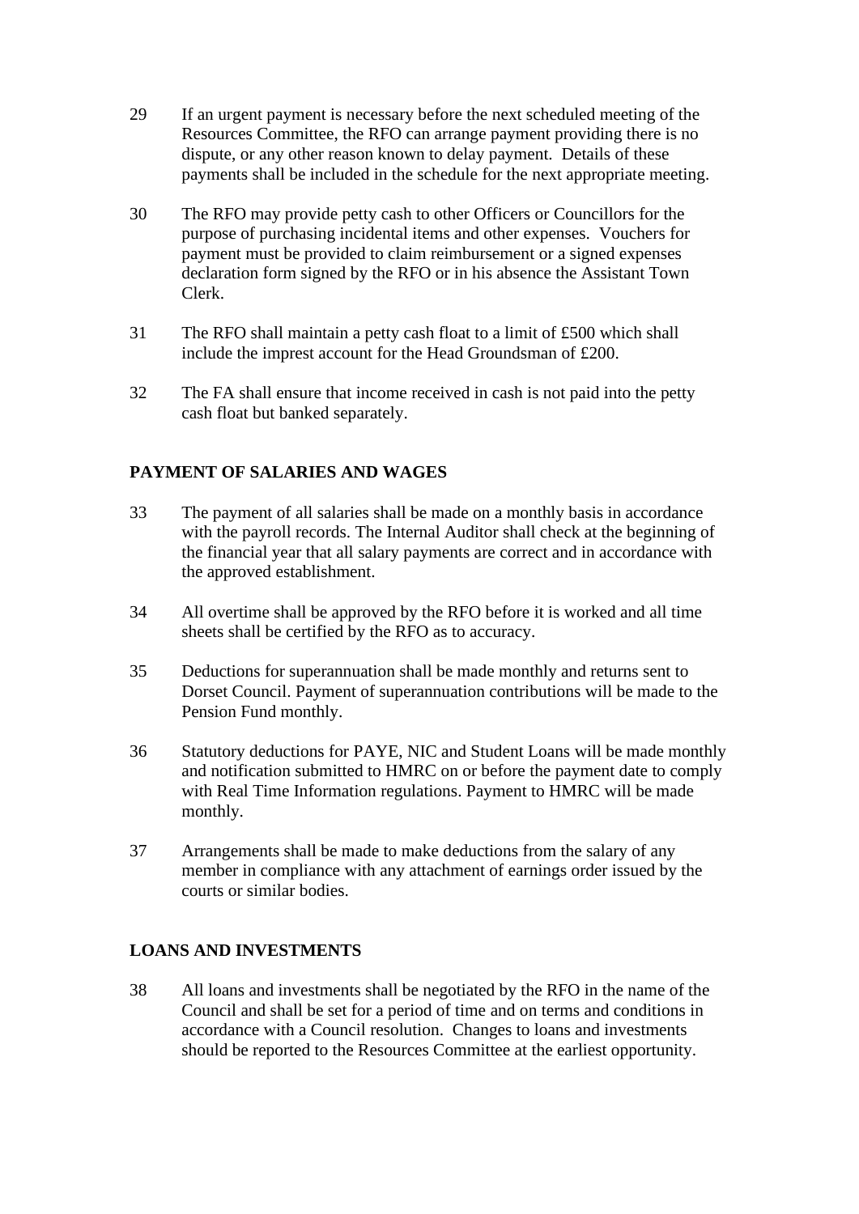29 If an urgent payment is necessary before the next scheduled meeting of the Resources Committee, the RFO can arrange payment providing there is no dispute, or any other reason known to delay payment. Details of these payments shall be included in the schedule for the next appropriate meeting.

30 The RFO may provide petty cash to other Officers or Councillors for the purpose of purchasing incidental items and other expenses. Vouchers for payment must be provided to claim reimbursement or a signed expenses declaration form signed by the RFO or in his absence the Assistant Town Clerk.

31 The RFO shall maintain a petty cash float to a limit of £500 which shall include the imprest account for the Head Groundsman of £200.

32 The FA shall ensure that income received in cash is not paid into the petty cash float but banked separately.

## PAYMENT OF SALARIES AND WAGES

33 The payment of all salaries shall be made on a monthly basis in accordance with the payroll records. The Internal Auditor shall check at the beginning of the financial year that all salary payments are correct and in accordance with the approved establishment.

34 All overtime shall be approved by the RFO before it is worked and all time sheets shall be certified by the RFO as to accuracy.

35 Deductions for superannuation shall be made monthly and returns sent to Dorset Council. Payment of superannuation contributions will be made to the Pension Fund monthly.

36 Statutory deductions for PAYE, NIC and Student Loans will be made monthly and notification submitted to HMRC on or before the payment date to comply with Real Time Information regulations. Payment to HMRC will be made monthly.

37 Arrangements shall be made to make deductions from the salary of any member in compliance with any attachment of earnings order issued by the courts or similar bodies.

## LOANS AND INVESTMENTS

38 All loans and investments shall be negotiated by the RFO in the name of the Council and shall be set for a period of time and on terms and conditions in accordance with a Council resolution. Changes to loans and investments should be reported to the Resources Committee at the earliest opportunity.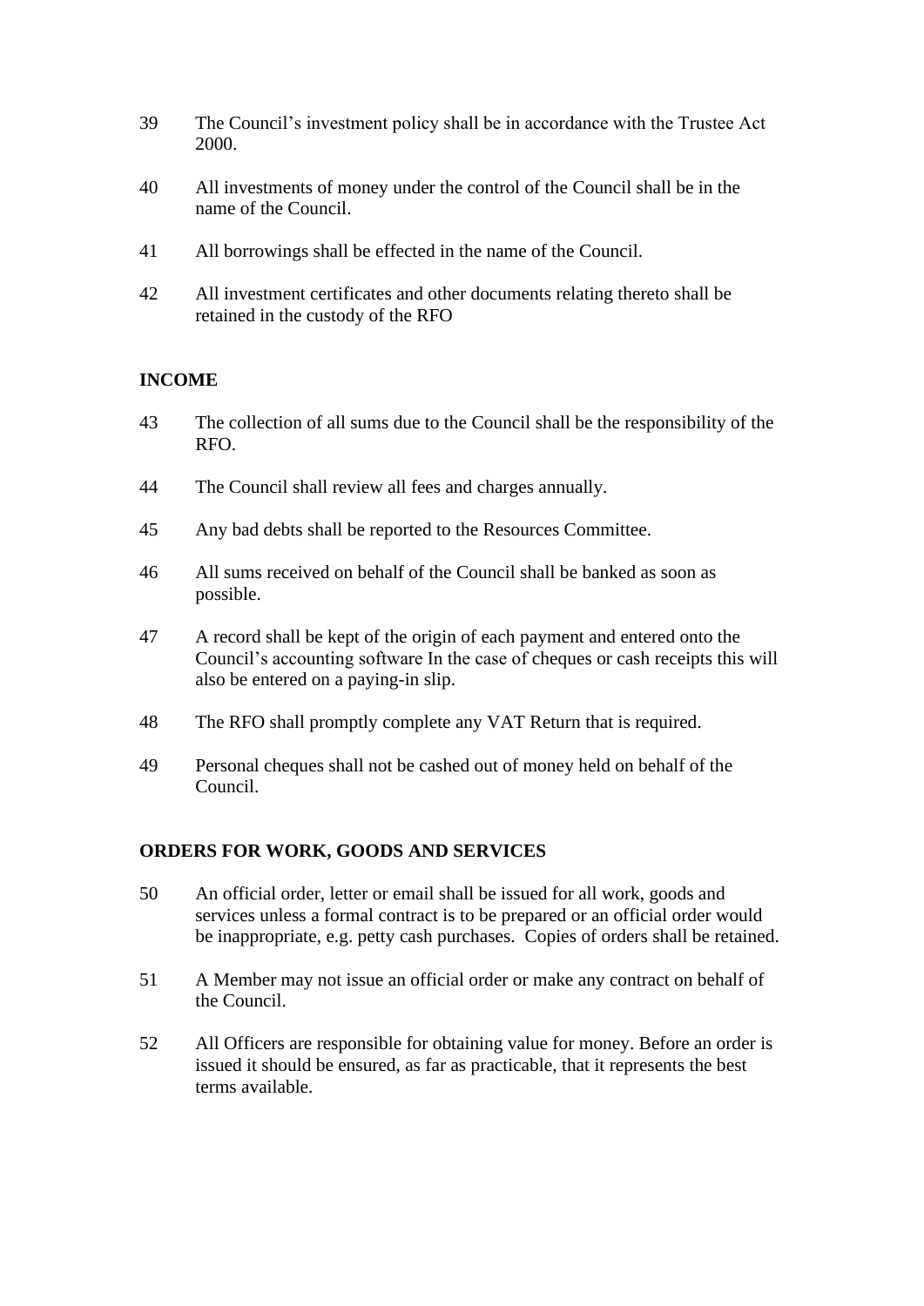39 The Council's investment policy shall be in accordance with the Trustee Act 2000.

40 All investments of money under the control of the Council shall be in the name of the Council.

41 All borrowings shall be effected in the name of the Council.

42 All investment certificates and other documents relating thereto shall be retained in the custody of the RFO

**INCOME**

43 The collection of all sums due to the Council shall be the responsibility of the RFO.

44 The Council shall review all fees and charges annually.

45 Any bad debts shall be reported to the Resources Committee.

46 All sums received on behalf of the Council shall be banked as soon as possible.

47 A record shall be kept of the origin of each payment and entered onto the Council's accounting software In the case of cheques or cash receipts this will also be entered on a paying-in slip.

48 The RFO shall promptly complete any VAT Return that is required.

49 Personal cheques shall not be cashed out of money held on behalf of the Council.

**ORDERS FOR WORK, GOODS AND SERVICES**

50 An official order, letter or email shall be issued for all work, goods and services unless a formal contract is to be prepared or an official order would be inappropriate, e.g. petty cash purchases. Copies of orders shall be retained.

51 A Member may not issue an official order or make any contract on behalf of the Council.

52 All Officers are responsible for obtaining value for money. Before an order is issued it should be ensured, as far as practicable, that it represents the best terms available.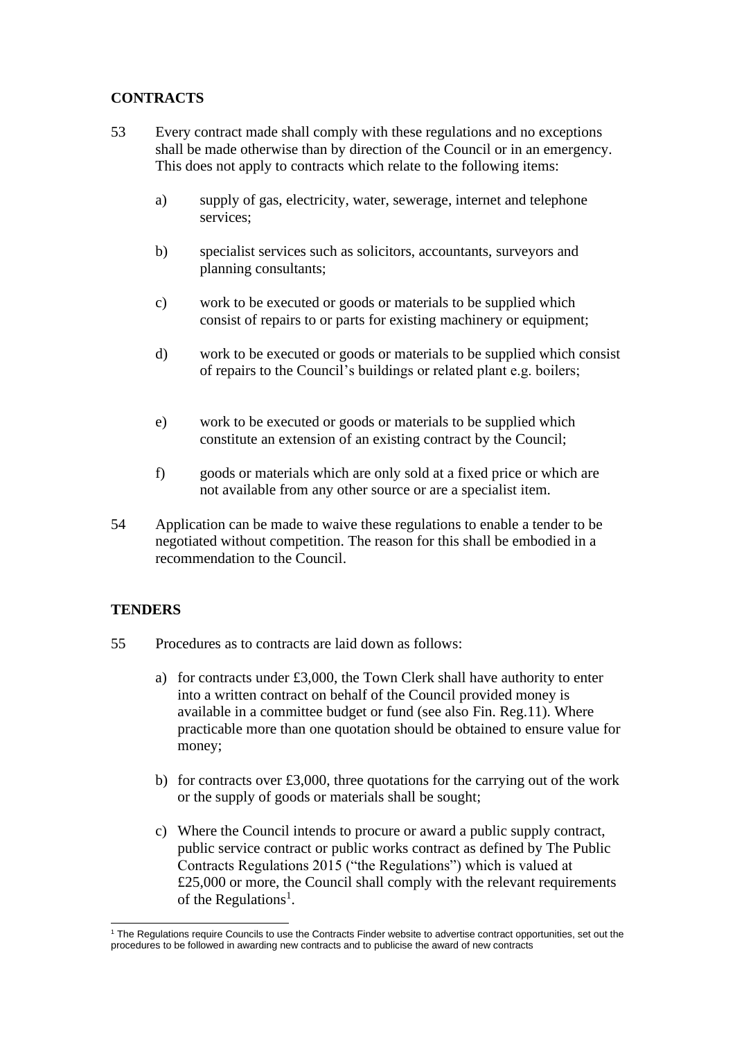## CONTRACTS

53 Every contract made shall comply with these regulations and no exceptions shall be made otherwise than by direction of the Council or in an emergency. This does not apply to contracts which relate to the following items:

a) supply of gas, electricity, water, sewerage, internet and telephone services;

b) specialist services such as solicitors, accountants, surveyors and planning consultants;

c) work to be executed or goods or materials to be supplied which consist of repairs to or parts for existing machinery or equipment;

d) work to be executed or goods or materials to be supplied which consist of repairs to the Council's buildings or related plant e.g. boilers;

e) work to be executed or goods or materials to be supplied which constitute an extension of an existing contract by the Council;

f) goods or materials which are only sold at a fixed price or which are not available from any other source or are a specialist item.

54 Application can be made to waive these regulations to enable a tender to be negotiated without competition. The reason for this shall be embodied in a recommendation to the Council.

## TENDERS

55 Procedures as to contracts are laid down as follows:

a) for contracts under £3,000, the Town Clerk shall have authority to enter into a written contract on behalf of the Council provided money is available in a committee budget or fund (see also Fin. Reg.11). Where practicable more than one quotation should be obtained to ensure value for money;

b) for contracts over £3,000, three quotations for the carrying out of the work or the supply of goods or materials shall be sought;

c) Where the Council intends to procure or award a public supply contract, public service contract or public works contract as defined by The Public Contracts Regulations 2015 ("the Regulations") which is valued at £25,000 or more, the Council shall comply with the relevant requirements of the Regulations[1].

[1] The Regulations require Councils to use the Contracts Finder website to advertise contract opportunities, set out the procedures to be followed in awarding new contracts and to publicise the award of new contracts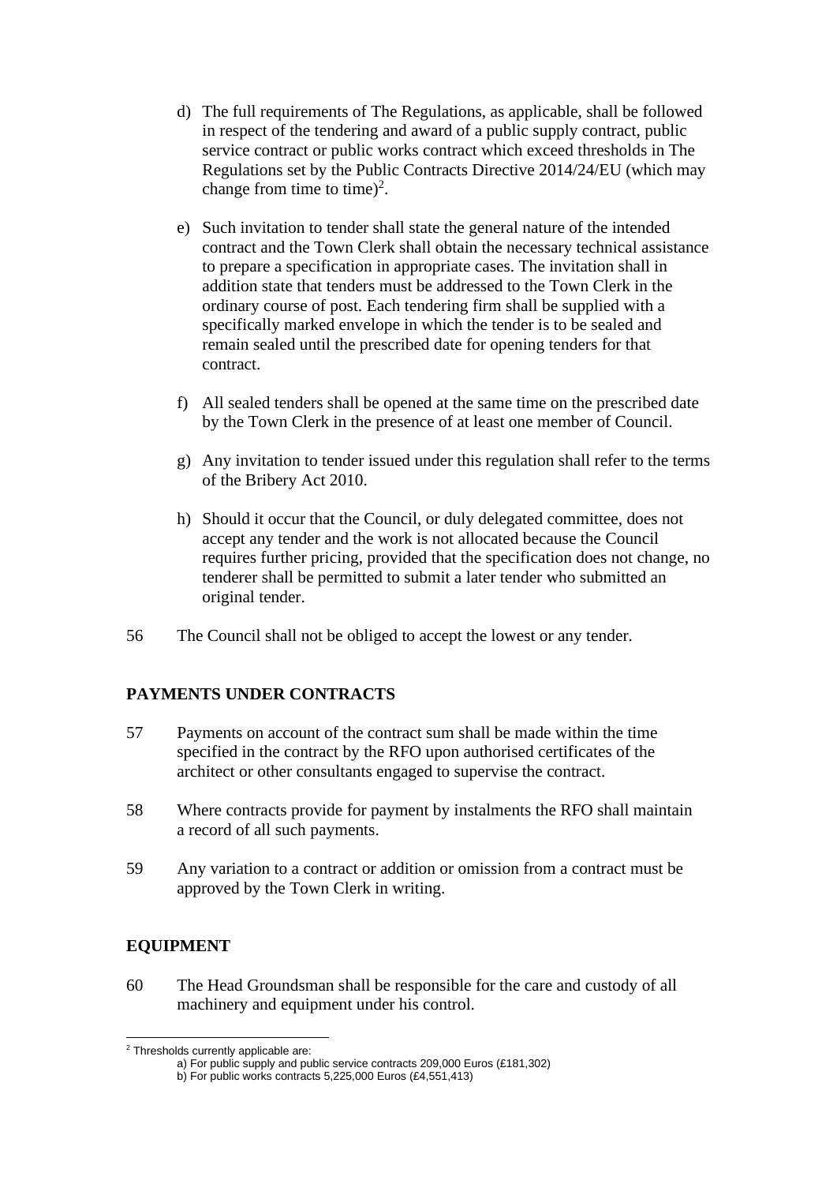d) The full requirements of The Regulations, as applicable, shall be followed in respect of the tendering and award of a public supply contract, public service contract or public works contract which exceed thresholds in The Regulations set by the Public Contracts Directive 2014/24/EU (which may change from time to time)[2].

e) Such invitation to tender shall state the general nature of the intended contract and the Town Clerk shall obtain the necessary technical assistance to prepare a specification in appropriate cases. The invitation shall in addition state that tenders must be addressed to the Town Clerk in the ordinary course of post. Each tendering firm shall be supplied with a specifically marked envelope in which the tender is to be sealed and remain sealed until the prescribed date for opening tenders for that contract.

f) All sealed tenders shall be opened at the same time on the prescribed date by the Town Clerk in the presence of at least one member of Council.

g) Any invitation to tender issued under this regulation shall refer to the terms of the Bribery Act 2010.

h) Should it occur that the Council, or duly delegated committee, does not accept any tender and the work is not allocated because the Council requires further pricing, provided that the specification does not change, no tenderer shall be permitted to submit a later tender who submitted an original tender.

56 The Council shall not be obliged to accept the lowest or any tender.

**PAYMENTS UNDER CONTRACTS**

57 Payments on account of the contract sum shall be made within the time specified in the contract by the RFO upon authorised certificates of the architect or other consultants engaged to supervise the contract.

58 Where contracts provide for payment by instalments the RFO shall maintain a record of all such payments.

59 Any variation to a contract or addition or omission from a contract must be approved by the Town Clerk in writing.

**EQUIPMENT**

60 The Head Groundsman shall be responsible for the care and custody of all machinery and equipment under his control.

---

[2] Thresholds currently applicable are:
a) For public supply and public service contracts 209,000 Euros (£181,302)
b) For public works contracts 5,225,000 Euros (£4,551,413)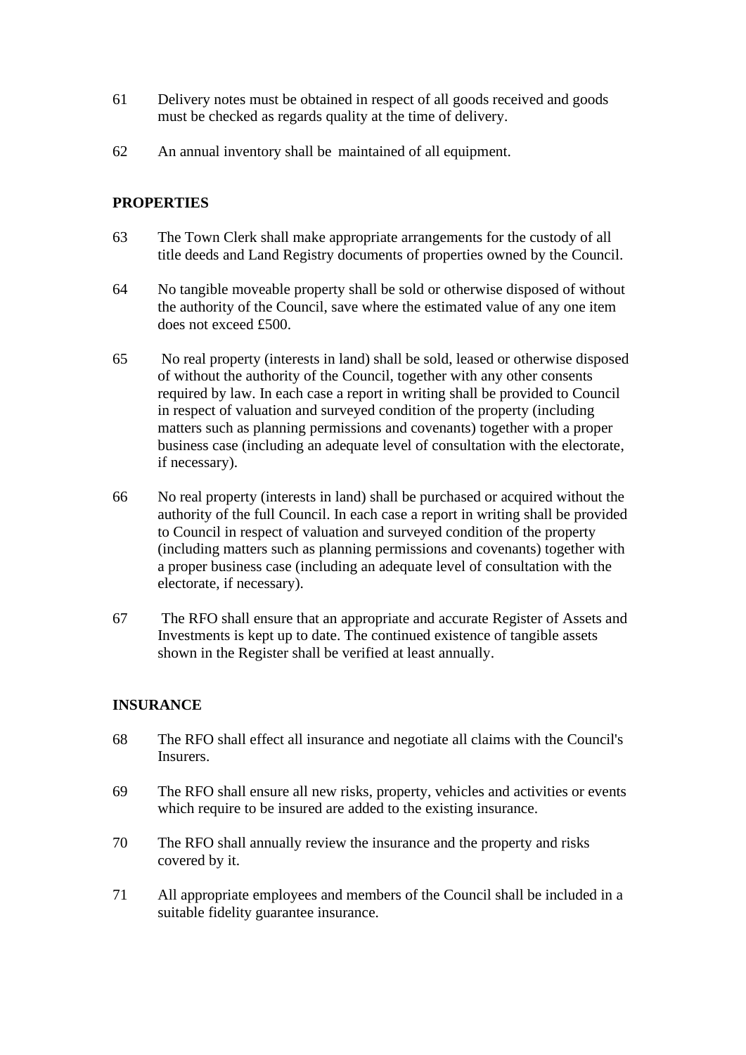61 Delivery notes must be obtained in respect of all goods received and goods must be checked as regards quality at the time of delivery.

62 An annual inventory shall be maintained of all equipment.

**PROPERTIES**

63 The Town Clerk shall make appropriate arrangements for the custody of all title deeds and Land Registry documents of properties owned by the Council.

64 No tangible moveable property shall be sold or otherwise disposed of without the authority of the Council, save where the estimated value of any one item does not exceed £500.

65 No real property (interests in land) shall be sold, leased or otherwise disposed of without the authority of the Council, together with any other consents required by law. In each case a report in writing shall be provided to Council in respect of valuation and surveyed condition of the property (including matters such as planning permissions and covenants) together with a proper business case (including an adequate level of consultation with the electorate, if necessary).

66 No real property (interests in land) shall be purchased or acquired without the authority of the full Council. In each case a report in writing shall be provided to Council in respect of valuation and surveyed condition of the property (including matters such as planning permissions and covenants) together with a proper business case (including an adequate level of consultation with the electorate, if necessary).

67 The RFO shall ensure that an appropriate and accurate Register of Assets and Investments is kept up to date. The continued existence of tangible assets shown in the Register shall be verified at least annually.

**INSURANCE**

68 The RFO shall effect all insurance and negotiate all claims with the Council's Insurers.

69 The RFO shall ensure all new risks, property, vehicles and activities or events which require to be insured are added to the existing insurance.

70 The RFO shall annually review the insurance and the property and risks covered by it.

71 All appropriate employees and members of the Council shall be included in a suitable fidelity guarantee insurance.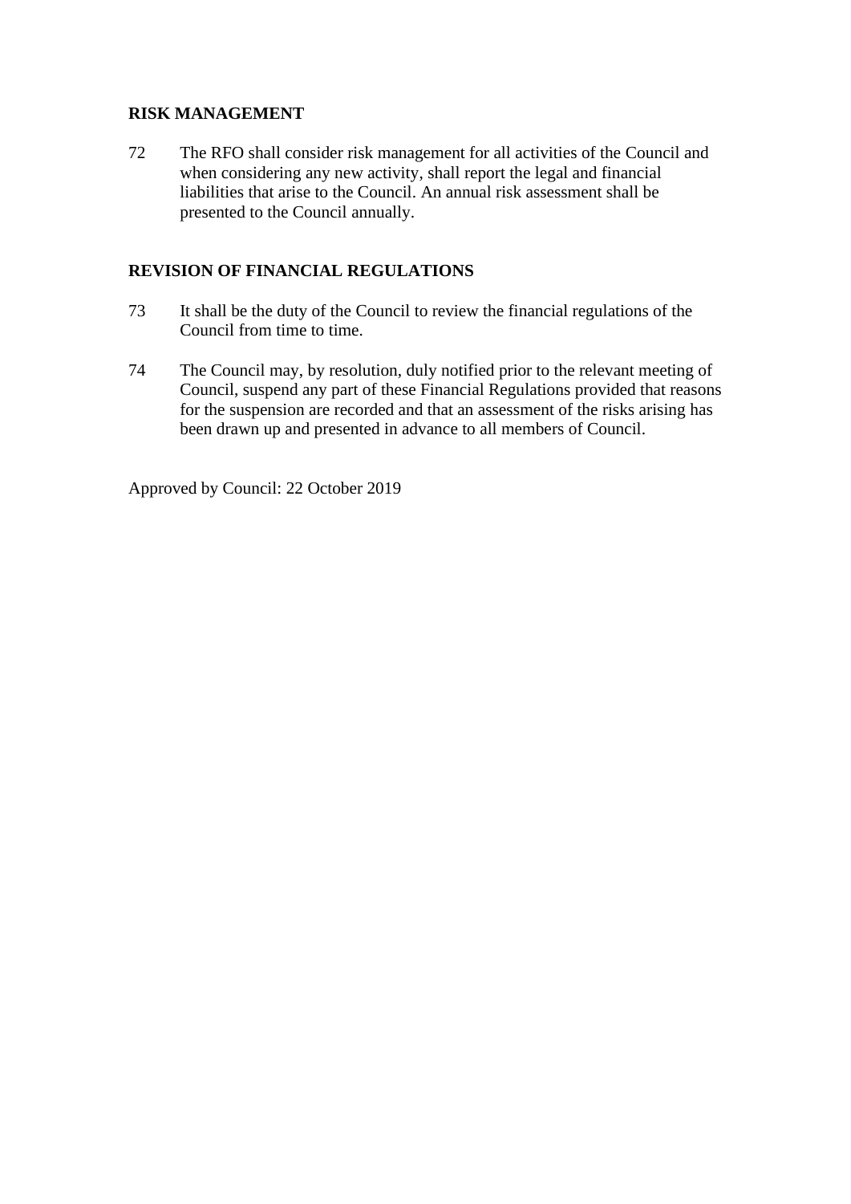## RISK MANAGEMENT

72 The RFO shall consider risk management for all activities of the Council and when considering any new activity, shall report the legal and financial liabilities that arise to the Council. An annual risk assessment shall be presented to the Council annually.

## REVISION OF FINANCIAL REGULATIONS

73 It shall be the duty of the Council to review the financial regulations of the Council from time to time.

74 The Council may, by resolution, duly notified prior to the relevant meeting of Council, suspend any part of these Financial Regulations provided that reasons for the suspension are recorded and that an assessment of the risks arising has been drawn up and presented in advance to all members of Council.

Approved by Council: 22 October 2019